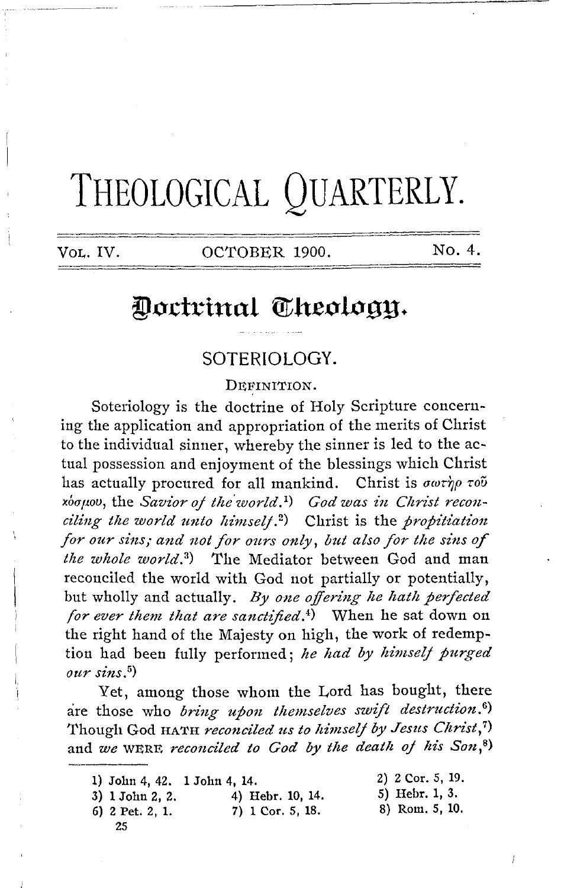# THEOLOGICAL QUARTERLY.

VOL. IV. OCTOBER 1900. No. 4.

## Doctrinal Theology.

### SOTERIOLOGY.

DEFINITION.

Soteriology is the doctrine of Holy Scripture concerning the application and appropriation of the merits of Christ to the individual sinner, whereby the sinner is led to the actual possession and enjoyment of the blessings which Christ has actually procured for all mankind. Christ is σωτὴρ τοῦ κόσμου, the *Savior of the world*.[1] *God was in Christ reconciling the world unto himself*.[2] Christ is the *propitiation for our sins; and not for ours only, but also for the sins of the whole world*.[3] The Mediator between God and man reconciled the world with God not partially or potentially, but wholly and actually. *By one offering he hath perfected for ever them that are sanctified*.[4] When he sat down on the right hand of the Majesty on high, the work of redemption had been fully performed; *he had by himself purged our sins*.[5]

Yet, among those whom the Lord has bought, there are those who *bring upon themselves swift destruction*.[6] Though God HATH *reconciled us to himself by Jesus Christ*,[7] and *we* WERE *reconciled to God by the death of his Son*,[8]

---

1) John 4, 42. 1 John 4, 14.
2) 2 Cor. 5, 19.
3) 1 John 2, 2.
4) Hebr. 10, 14.
5) Hebr. 1, 3.
6) 2 Pet. 2, 1.
7) 1 Cor. 5, 18.
8) Rom. 5, 10.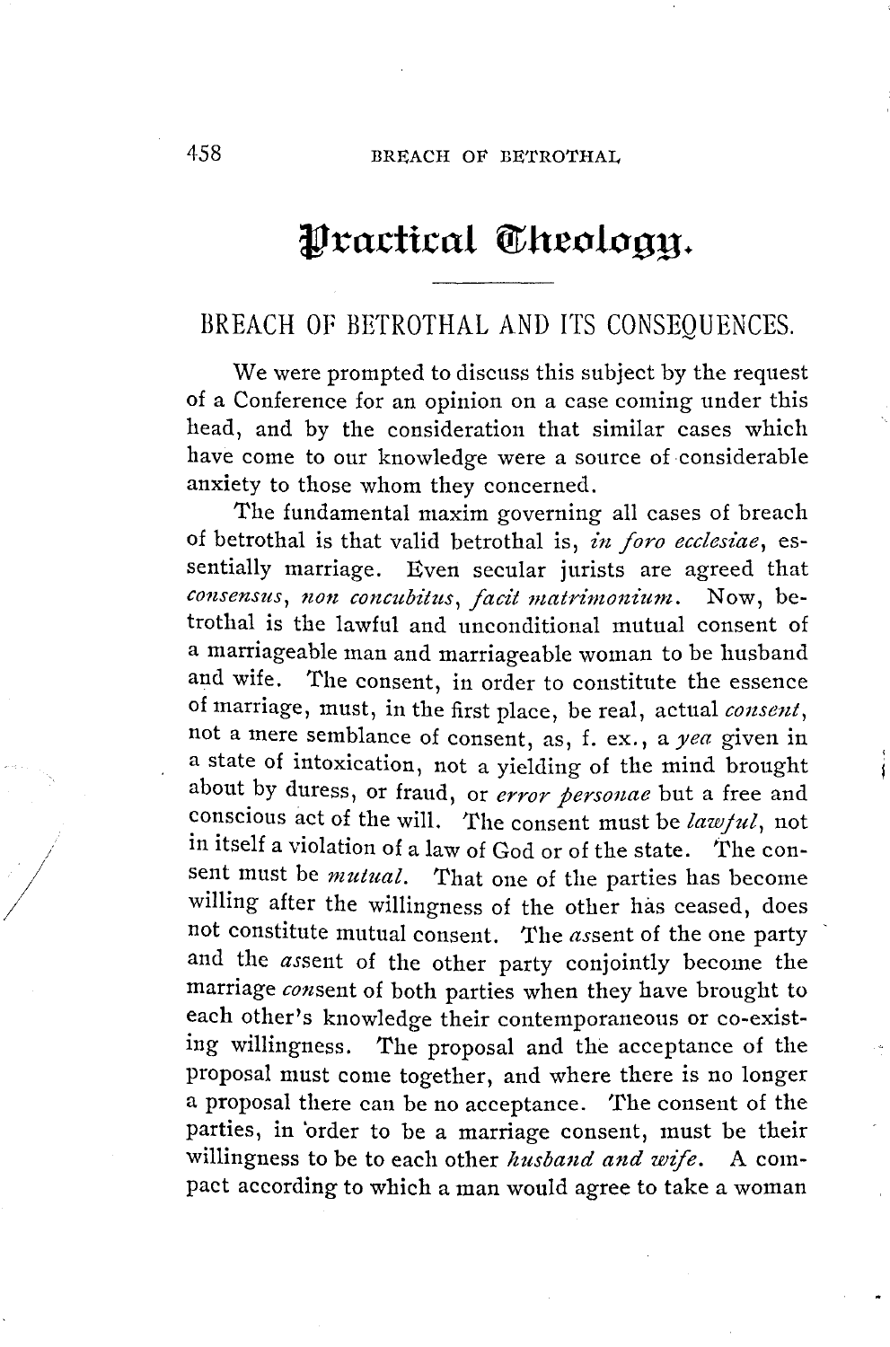# Practical Theology.

## BREACH OF BETROTHAL AND ITS CONSEQUENCES.

We were prompted to discuss this subject by the request of a Conference for an opinion on a case coming under this head, and by the consideration that similar cases which have come to our knowledge were a source of considerable anxiety to those whom they concerned.

The fundamental maxim governing all cases of breach of betrothal is that valid betrothal is, *in foro ecclesiae*, essentially marriage. Even secular jurists are agreed that *consensus*, *non concubitus*, *facit matrimonium*. Now, betrothal is the lawful and unconditional mutual consent of a marriageable man and marriageable woman to be husband and wife. The consent, in order to constitute the essence of marriage, must, in the first place, be real, actual *consent*, not a mere semblance of consent, as, f. ex., a *yea* given in a state of intoxication, not a yielding of the mind brought about by duress, or fraud, or *error personae* but a free and conscious act of the will. The consent must be *lawful*, not in itself a violation of a law of God or of the state. The consent must be *mutual*. That one of the parties has become willing after the willingness of the other has ceased, does not constitute mutual consent. The *as*sent of the one party and the *as*sent of the other party conjointly become the marriage *con*sent of both parties when they have brought to each other's knowledge their contemporaneous or co-existing willingness. The proposal and the acceptance of the proposal must come together, and where there is no longer a proposal there can be no acceptance. The consent of the parties, in order to be a marriage consent, must be their willingness to be to each other *husband and wife*. A compact according to which a man would agree to take a woman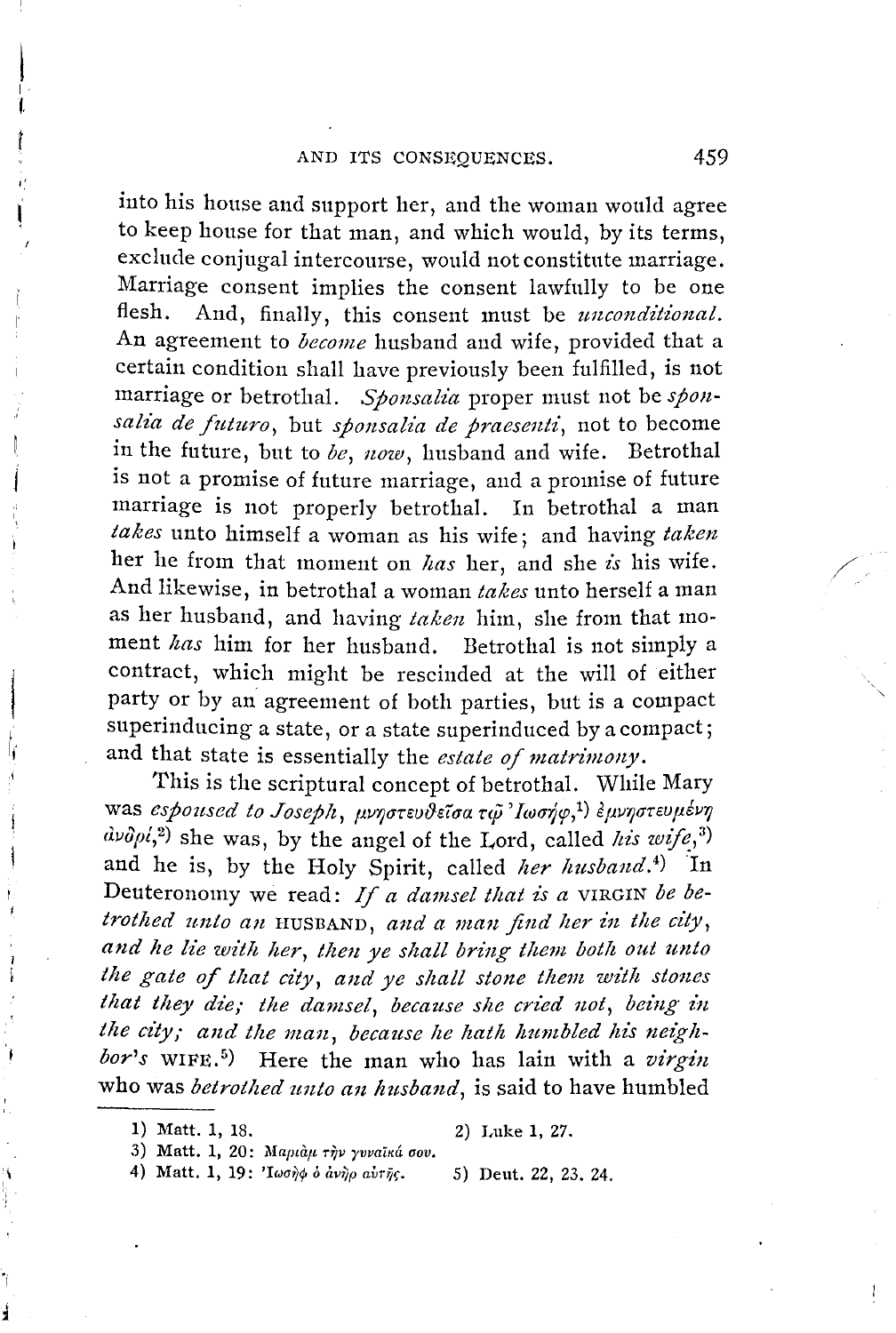into his house and support her, and the woman would agree to keep house for that man, and which would, by its terms, exclude conjugal intercourse, would not constitute marriage. Marriage consent implies the consent lawfully to be one flesh. And, finally, this consent must be *unconditional.* An agreement to *become* husband and wife, provided that a certain condition shall have previously been fulfilled, is not marriage or betrothal. *Sponsalia* proper must not be *sponsalia de futuro*, but *sponsalia de praesenti*, not to become in the future, but to *be*, *now*, husband and wife. Betrothal is not a promise of future marriage, and a promise of future marriage is not properly betrothal. In betrothal a man *takes* unto himself a woman as his wife; and having *taken* her he from that moment on *has* her, and she *is* his wife. And likewise, in betrothal a woman *takes* unto herself a man as her husband, and having *taken* him, she from that moment *has* him for her husband. Betrothal is not simply a contract, which might be rescinded at the will of either party or by an agreement of both parties, but is a compact superinducing a state, or a state superinduced by a compact; and that state is essentially the *estate of matrimony.*

This is the scriptural concept of betrothal. While Mary was *espoused to Joseph*, μνηστευθείσα τῷ Ἰωσήφ,[1] ἐμνηστευμένη ἀνδρί,[2] she was, by the angel of the Lord, called *his wife*,[3] and he is, by the Holy Spirit, called *her husband*.[4] In Deuteronomy we read: *If a damsel that is a* VIRGIN *be betrothed unto an* HUSBAND, *and a man find her in the city, and he lie with her, then ye shall bring them both out unto the gate of that city, and ye shall stone them with stones that they die; the damsel, because she cried not, being in the city; and the man, because he hath humbled his neighbor's* WIFE.[5] Here the man who has lain with a *virgin* who was *betrothed unto an husband*, is said to have humbled

---

1) Matt. 1, 18.
2) Luke 1, 27.
3) Matt. 1, 20: Μαριὰμ τὴν γυναῖκά σου.
4) Matt. 1, 19: Ἰωσὴφ ὁ ἀνὴρ αὐτῆς.
5) Deut. 22, 23. 24.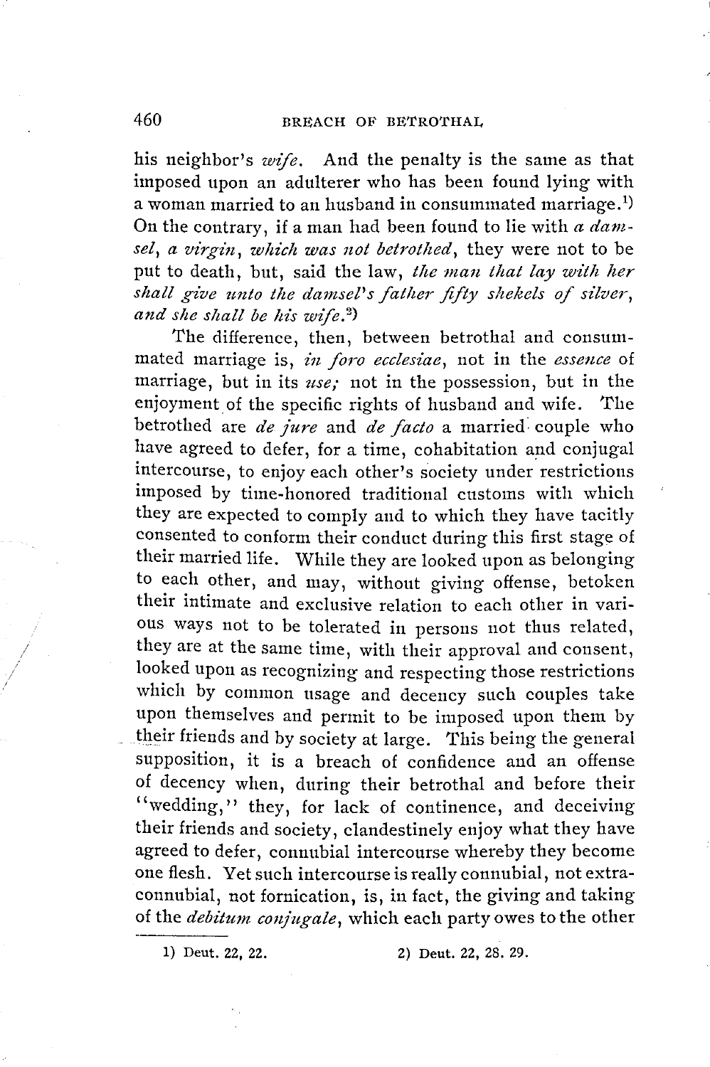his neighbor's *wife*. And the penalty is the same as that imposed upon an adulterer who has been found lying with a woman married to an husband in consummated marriage.[1] On the contrary, if a man had been found to lie with *a damsel, a virgin, which was not betrothed*, they were not to be put to death, but, said the law, *the man that lay with her shall give unto the damsel's father fifty shekels of silver, and she shall be his wife*.[2]

The difference, then, between betrothal and consummated marriage is, *in foro ecclesiae*, not in the *essence* of marriage, but in its *use;* not in the possession, but in the enjoyment of the specific rights of husband and wife. The betrothed are *de jure* and *de facto* a married couple who have agreed to defer, for a time, cohabitation and conjugal intercourse, to enjoy each other's society under restrictions imposed by time-honored traditional customs with which they are expected to comply and to which they have tacitly consented to conform their conduct during this first stage of their married life. While they are looked upon as belonging to each other, and may, without giving offense, betoken their intimate and exclusive relation to each other in various ways not to be tolerated in persons not thus related, they are at the same time, with their approval and consent, looked upon as recognizing and respecting those restrictions which by common usage and decency such couples take upon themselves and permit to be imposed upon them by their friends and by society at large. This being the general supposition, it is a breach of confidence and an offense of decency when, during their betrothal and before their "wedding," they, for lack of continence, and deceiving their friends and society, clandestinely enjoy what they have agreed to defer, connubial intercourse whereby they become one flesh. Yet such intercourse is really connubial, not extra-connubial, not fornication, is, in fact, the giving and taking of the *debitum conjugale*, which each party owes to the other

---

1) Deut. 22, 22.

2) Deut. 22, 28. 29.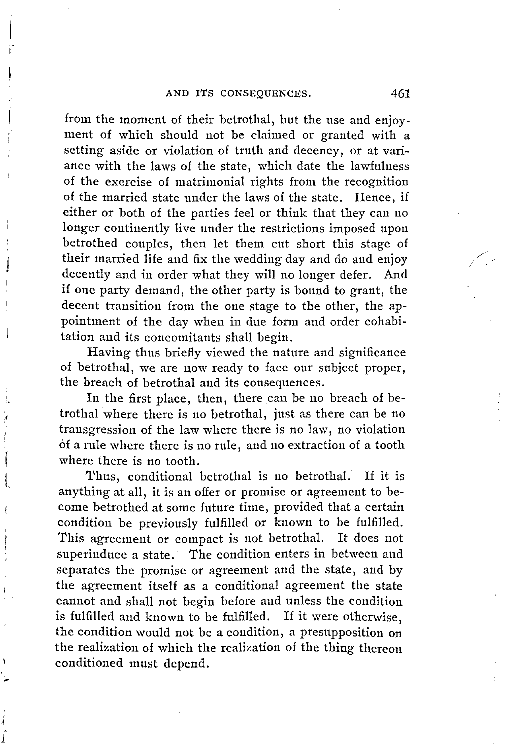from the moment of their betrothal, but the use and enjoyment of which should not be claimed or granted with a setting aside or violation of truth and decency, or at variance with the laws of the state, which date the lawfulness of the exercise of matrimonial rights from the recognition of the married state under the laws of the state. Hence, if either or both of the parties feel or think that they can no longer continently live under the restrictions imposed upon betrothed couples, then let them cut short this stage of their married life and fix the wedding day and do and enjoy decently and in order what they will no longer defer. And if one party demand, the other party is bound to grant, the decent transition from the one stage to the other, the appointment of the day when in due form and order cohabitation and its concomitants shall begin.

Having thus briefly viewed the nature and significance of betrothal, we are now ready to face our subject proper, the breach of betrothal and its consequences.

In the first place, then, there can be no breach of betrothal where there is no betrothal, just as there can be no transgression of the law where there is no law, no violation of a rule where there is no rule, and no extraction of a tooth where there is no tooth.

Thus, conditional betrothal is no betrothal. If it is anything at all, it is an offer or promise or agreement to become betrothed at some future time, provided that a certain condition be previously fulfilled or known to be fulfilled. This agreement or compact is not betrothal. It does not superinduce a state. The condition enters in between and separates the promise or agreement and the state, and by the agreement itself as a conditional agreement the state cannot and shall not begin before and unless the condition is fulfilled and known to be fulfilled. If it were otherwise, the condition would not be a condition, a presupposition on the realization of which the realization of the thing thereon conditioned must depend.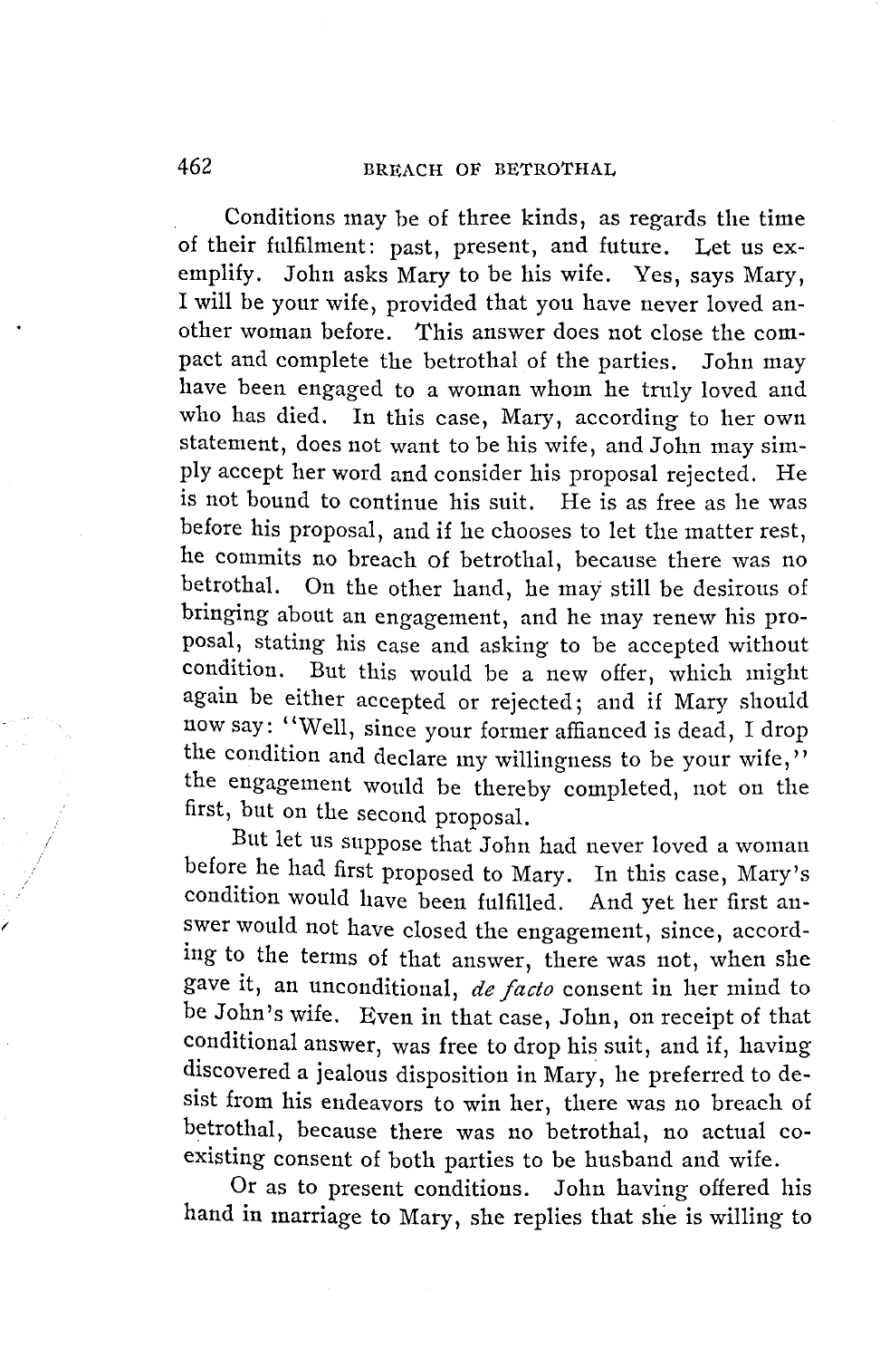Conditions may be of three kinds, as regards the time of their fulfilment: past, present, and future. Let us exemplify. John asks Mary to be his wife. Yes, says Mary, I will be your wife, provided that you have never loved another woman before. This answer does not close the compact and complete the betrothal of the parties. John may have been engaged to a woman whom he truly loved and who has died. In this case, Mary, according to her own statement, does not want to be his wife, and John may simply accept her word and consider his proposal rejected. He is not bound to continue his suit. He is as free as he was before his proposal, and if he chooses to let the matter rest, he commits no breach of betrothal, because there was no betrothal. On the other hand, he may still be desirous of bringing about an engagement, and he may renew his proposal, stating his case and asking to be accepted without condition. But this would be a new offer, which might again be either accepted or rejected; and if Mary should now say: "Well, since your former affianced is dead, I drop the condition and declare my willingness to be your wife," the engagement would be thereby completed, not on the first, but on the second proposal.

But let us suppose that John had never loved a woman before he had first proposed to Mary. In this case, Mary's condition would have been fulfilled. And yet her first answer would not have closed the engagement, since, according to the terms of that answer, there was not, when she gave it, an unconditional, *de facto* consent in her mind to be John's wife. Even in that case, John, on receipt of that conditional answer, was free to drop his suit, and if, having discovered a jealous disposition in Mary, he preferred to desist from his endeavors to win her, there was no breach of betrothal, because there was no betrothal, no actual coexisting consent of both parties to be husband and wife.

Or as to present conditions. John having offered his hand in marriage to Mary, she replies that she is willing to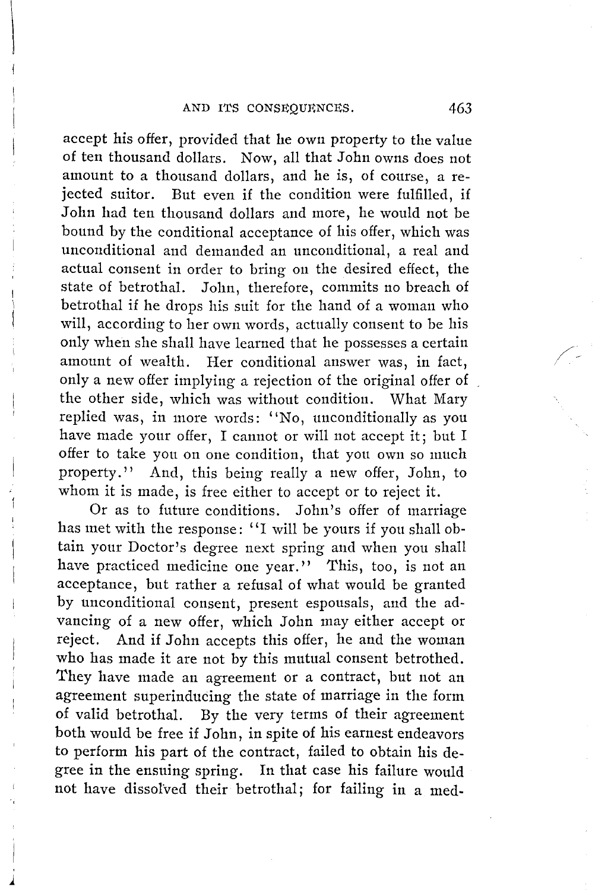accept his offer, provided that he own property to the value of ten thousand dollars. Now, all that John owns does not amount to a thousand dollars, and he is, of course, a rejected suitor. But even if the condition were fulfilled, if John had ten thousand dollars and more, he would not be bound by the conditional acceptance of his offer, which was unconditional and demanded an unconditional, a real and actual consent in order to bring on the desired effect, the state of betrothal. John, therefore, commits no breach of betrothal if he drops his suit for the hand of a woman who will, according to her own words, actually consent to be his only when she shall have learned that he possesses a certain amount of wealth. Her conditional answer was, in fact, only a new offer implying a rejection of the original offer of the other side, which was without condition. What Mary replied was, in more words: "No, unconditionally as you have made your offer, I cannot or will not accept it; but I offer to take you on one condition, that you own so much property." And, this being really a new offer, John, to whom it is made, is free either to accept or to reject it.

Or as to future conditions. John's offer of marriage has met with the response: "I will be yours if you shall obtain your Doctor's degree next spring and when you shall have practiced medicine one year." This, too, is not an acceptance, but rather a refusal of what would be granted by unconditional consent, present espousals, and the advancing of a new offer, which John may either accept or reject. And if John accepts this offer, he and the woman who has made it are not by this mutual consent betrothed. They have made an agreement or a contract, but not an agreement superinducing the state of marriage in the form of valid betrothal. By the very terms of their agreement both would be free if John, in spite of his earnest endeavors to perform his part of the contract, failed to obtain his degree in the ensuing spring. In that case his failure would not have dissolved their betrothal; for failing in a med-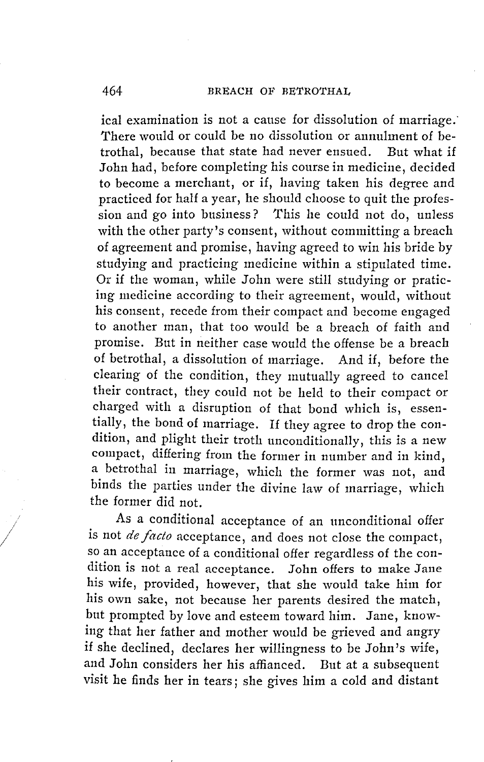ical examination is not a cause for dissolution of marriage. There would or could be no dissolution or annulment of betrothal, because that state had never ensued. But what if John had, before completing his course in medicine, decided to become a merchant, or if, having taken his degree and practiced for half a year, he should choose to quit the profession and go into business? This he could not do, unless with the other party's consent, without committing a breach of agreement and promise, having agreed to win his bride by studying and practicing medicine within a stipulated time. Or if the woman, while John were still studying or praticing medicine according to their agreement, would, without his consent, recede from their compact and become engaged to another man, that too would be a breach of faith and promise. But in neither case would the offense be a breach of betrothal, a dissolution of marriage. And if, before the clearing of the condition, they mutually agreed to cancel their contract, they could not be held to their compact or charged with a disruption of that bond which is, essentially, the bond of marriage. If they agree to drop the condition, and plight their troth unconditionally, this is a new compact, differing from the former in number and in kind, a betrothal in marriage, which the former was not, and binds the parties under the divine law of marriage, which the former did not.

As a conditional acceptance of an unconditional offer is not *de facto* acceptance, and does not close the compact, so an acceptance of a conditional offer regardless of the condition is not a real acceptance. John offers to make Jane his wife, provided, however, that she would take him for his own sake, not because her parents desired the match, but prompted by love and esteem toward him. Jane, knowing that her father and mother would be grieved and angry if she declined, declares her willingness to be John's wife, and John considers her his affianced. But at a subsequent visit he finds her in tears; she gives him a cold and distant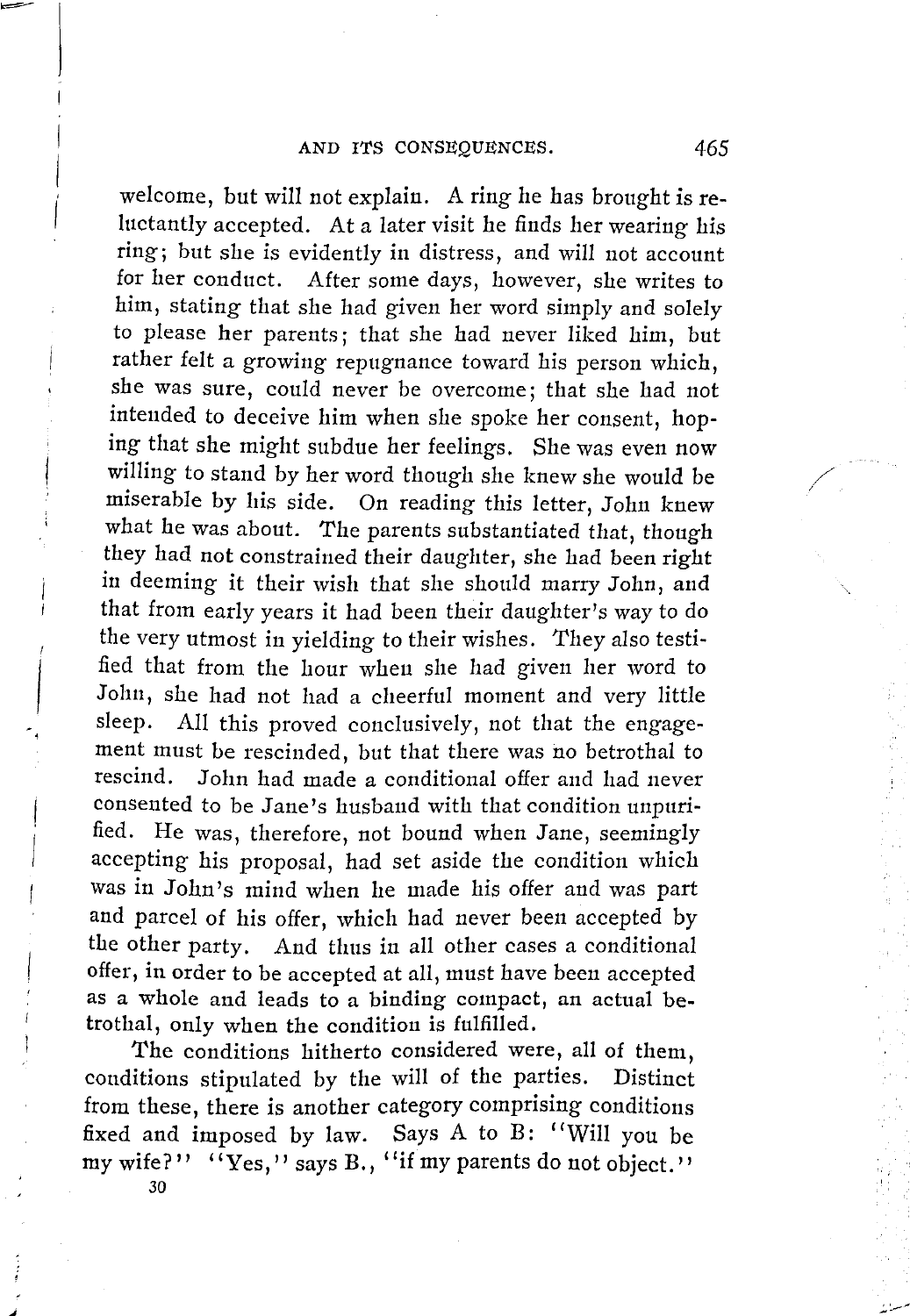welcome, but will not explain. A ring he has brought is reluctantly accepted. At a later visit he finds her wearing his ring; but she is evidently in distress, and will not account for her conduct. After some days, however, she writes to him, stating that she had given her word simply and solely to please her parents; that she had never liked him, but rather felt a growing repugnance toward his person which, she was sure, could never be overcome; that she had not intended to deceive him when she spoke her consent, hoping that she might subdue her feelings. She was even now willing to stand by her word though she knew she would be miserable by his side. On reading this letter, John knew what he was about. The parents substantiated that, though they had not constrained their daughter, she had been right in deeming it their wish that she should marry John, and that from early years it had been their daughter's way to do the very utmost in yielding to their wishes. They also testified that from the hour when she had given her word to John, she had not had a cheerful moment and very little sleep. All this proved conclusively, not that the engagement must be rescinded, but that there was no betrothal to rescind. John had made a conditional offer and had never consented to be Jane's husband with that condition unpurified. He was, therefore, not bound when Jane, seemingly accepting his proposal, had set aside the condition which was in John's mind when he made his offer and was part and parcel of his offer, which had never been accepted by the other party. And thus in all other cases a conditional offer, in order to be accepted at all, must have been accepted as a whole and leads to a binding compact, an actual betrothal, only when the condition is fulfilled.

The conditions hitherto considered were, all of them, conditions stipulated by the will of the parties. Distinct from these, there is another category comprising conditions fixed and imposed by law. Says A to B: "Will you be my wife?" "Yes," says B., "if my parents do not object."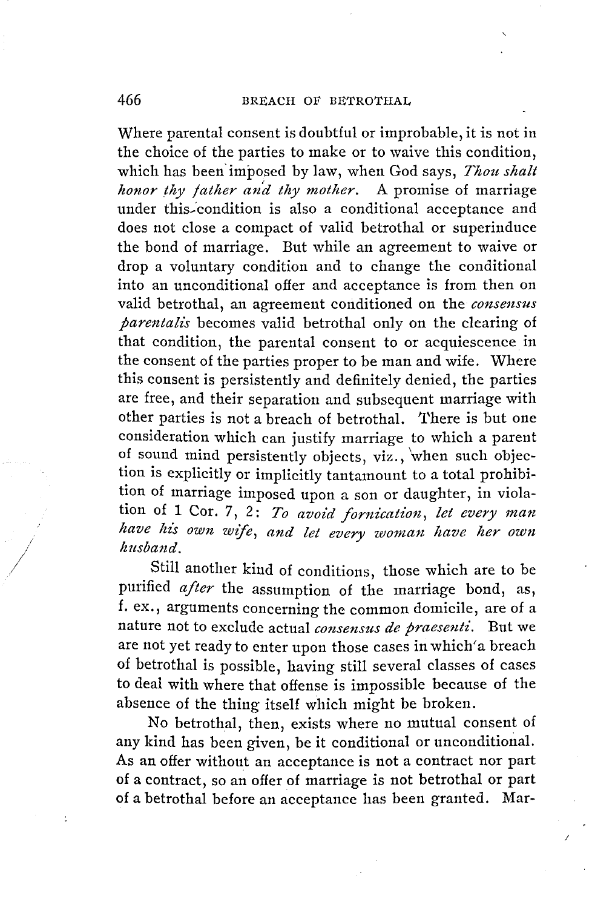Where parental consent is doubtful or improbable, it is not in the choice of the parties to make or to waive this condition, which has been imposed by law, when God says, *Thou shalt honor thy father and thy mother.* A promise of marriage under this condition is also a conditional acceptance and does not close a compact of valid betrothal or superinduce the bond of marriage. But while an agreement to waive or drop a voluntary condition and to change the conditional into an unconditional offer and acceptance is from then on valid betrothal, an agreement conditioned on the *consensus parentalis* becomes valid betrothal only on the clearing of that condition, the parental consent to or acquiescence in the consent of the parties proper to be man and wife. Where this consent is persistently and definitely denied, the parties are free, and their separation and subsequent marriage with other parties is not a breach of betrothal. There is but one consideration which can justify marriage to which a parent of sound mind persistently objects, viz., when such objection is explicitly or implicitly tantamount to a total prohibition of marriage imposed upon a son or daughter, in violation of 1 Cor. 7, 2: *To avoid fornication, let every man have his own wife, and let every woman have her own husband.*

Still another kind of conditions, those which are to be purified *after* the assumption of the marriage bond, as, f. ex., arguments concerning the common domicile, are of a nature not to exclude actual *consensus de praesenti.* But we are not yet ready to enter upon those cases in which a breach of betrothal is possible, having still several classes of cases to deal with where that offense is impossible because of the absence of the thing itself which might be broken.

No betrothal, then, exists where no mutual consent of any kind has been given, be it conditional or unconditional. As an offer without an acceptance is not a contract nor part of a contract, so an offer of marriage is not betrothal or part of a betrothal before an acceptance has been granted. Mar-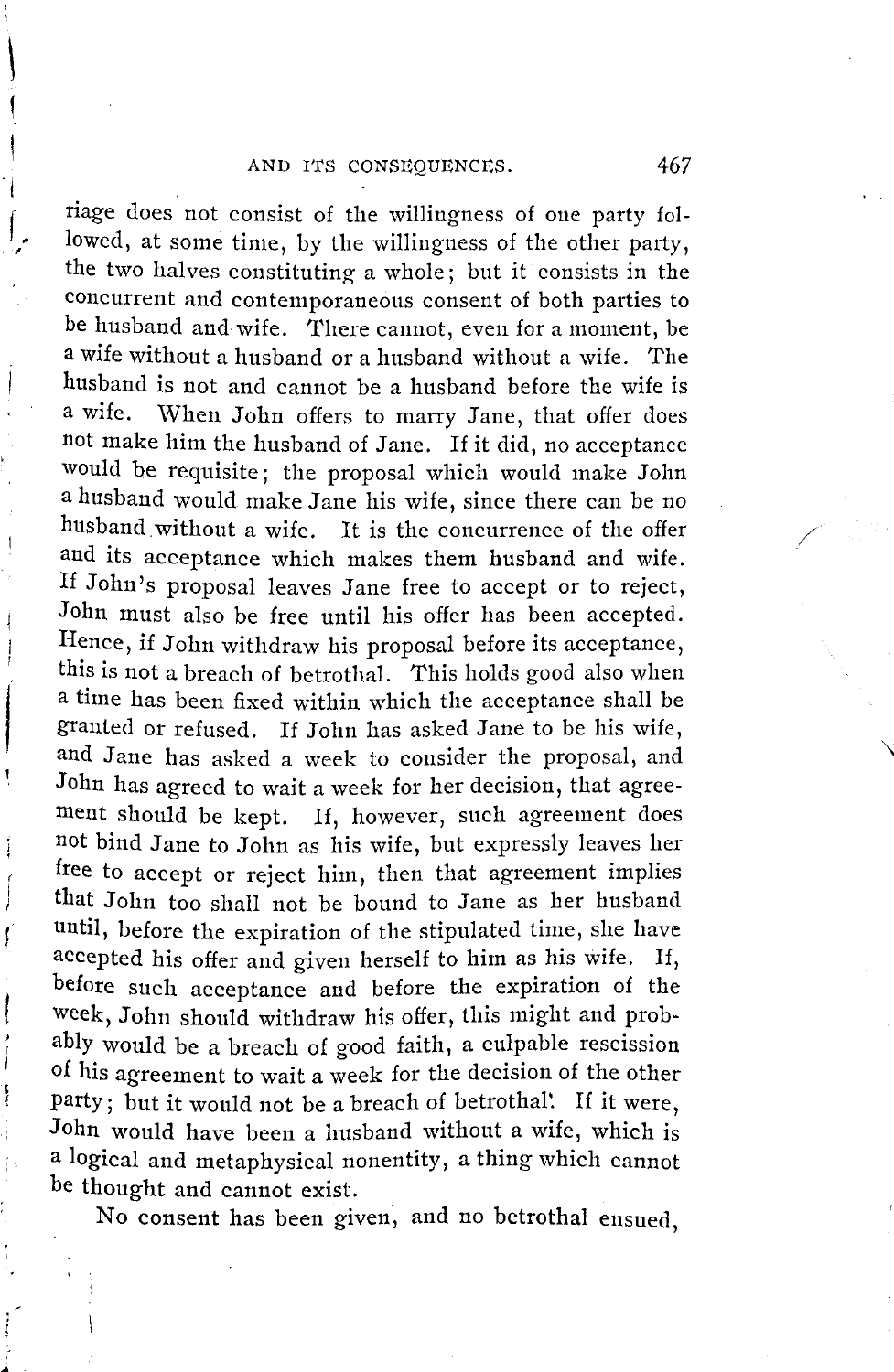riage does not consist of the willingness of one party followed, at some time, by the willingness of the other party, the two halves constituting a whole; but it consists in the concurrent and contemporaneous consent of both parties to be husband and wife. There cannot, even for a moment, be a wife without a husband or a husband without a wife. The husband is not and cannot be a husband before the wife is a wife. When John offers to marry Jane, that offer does not make him the husband of Jane. If it did, no acceptance would be requisite; the proposal which would make John a husband would make Jane his wife, since there can be no husband without a wife. It is the concurrence of the offer and its acceptance which makes them husband and wife. If John's proposal leaves Jane free to accept or to reject, John must also be free until his offer has been accepted. Hence, if John withdraw his proposal before its acceptance, this is not a breach of betrothal. This holds good also when a time has been fixed within which the acceptance shall be granted or refused. If John has asked Jane to be his wife, and Jane has asked a week to consider the proposal, and John has agreed to wait a week for her decision, that agreement should be kept. If, however, such agreement does not bind Jane to John as his wife, but expressly leaves her free to accept or reject him, then that agreement implies that John too shall not be bound to Jane as her husband until, before the expiration of the stipulated time, she have accepted his offer and given herself to him as his wife. If, before such acceptance and before the expiration of the week, John should withdraw his offer, this might and probably would be a breach of good faith, a culpable rescission of his agreement to wait a week for the decision of the other party; but it would not be a breach of betrothal. If it were, John would have been a husband without a wife, which is a logical and metaphysical nonentity, a thing which cannot be thought and cannot exist.

No consent has been given, and no betrothal ensued,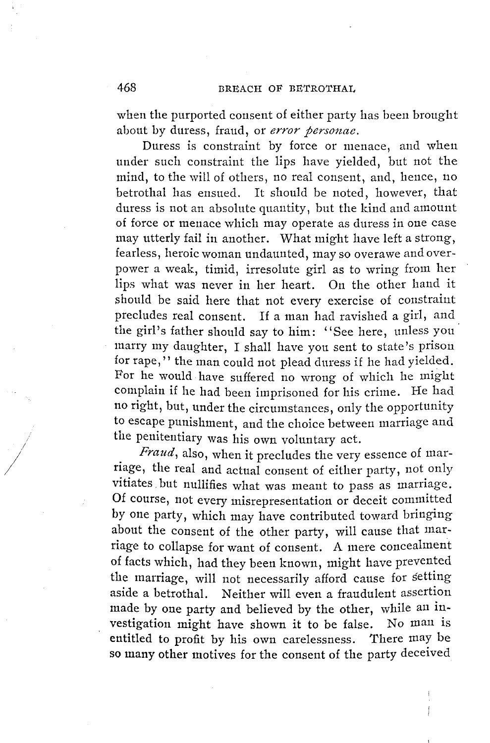when the purported consent of either party has been brought about by duress, fraud, or *error personae*.

Duress is constraint by force or menace, and when under such constraint the lips have yielded, but not the mind, to the will of others, no real consent, and, hence, no betrothal has ensued. It should be noted, however, that duress is not an absolute quantity, but the kind and amount of force or menace which may operate as duress in one case may utterly fail in another. What might have left a strong, fearless, heroic woman undaunted, may so overawe and overpower a weak, timid, irresolute girl as to wring from her lips what was never in her heart. On the other hand it should be said here that not every exercise of constraint precludes real consent. If a man had ravished a girl, and the girl's father should say to him: "See here, unless you marry my daughter, I shall have you sent to state's prison for rape," the man could not plead duress if he had yielded. For he would have suffered no wrong of which he might complain if he had been imprisoned for his crime. He had no right, but, under the circumstances, only the opportunity to escape punishment, and the choice between marriage and the penitentiary was his own voluntary act.

*Fraud*, also, when it precludes the very essence of marriage, the real and actual consent of either party, not only vitiates but nullifies what was meant to pass as marriage. Of course, not every misrepresentation or deceit committed by one party, which may have contributed toward bringing about the consent of the other party, will cause that marriage to collapse for want of consent. A mere concealment of facts which, had they been known, might have prevented the marriage, will not necessarily afford cause for setting aside a betrothal. Neither will even a fraudulent assertion made by one party and believed by the other, while an investigation might have shown it to be false. No man is entitled to profit by his own carelessness. There may be so many other motives for the consent of the party deceived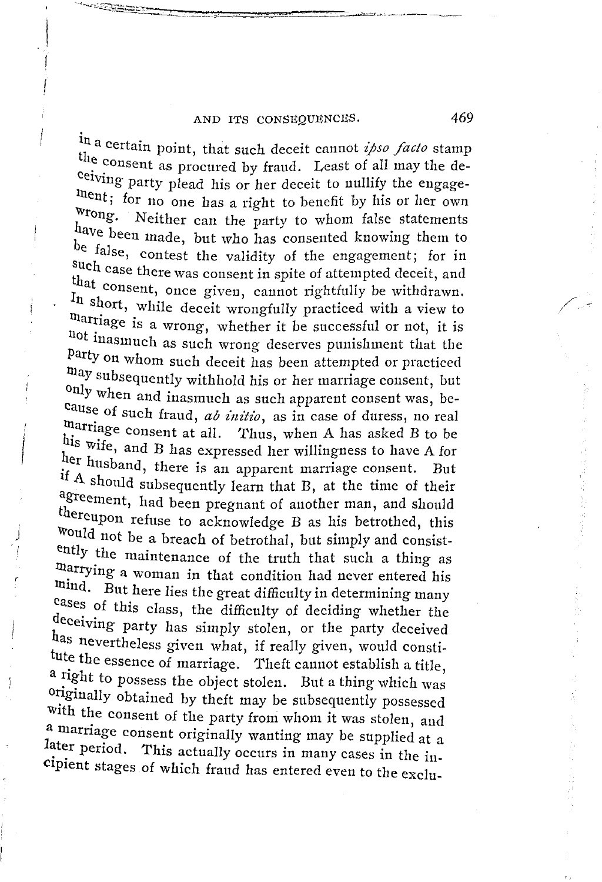in a certain point, that such deceit cannot *ipso facto* stamp the consent as procured by fraud. Least of all may the deceiving party plead his or her deceit to nullify the engagement; for no one has a right to benefit by his or her own wrong. Neither can the party to whom false statements have been made, but who has consented knowing them to be false, contest the validity of the engagement; for in such case there was consent in spite of attempted deceit, and that consent, once given, cannot rightfully be withdrawn. In short, while deceit wrongfully practiced with a view to marriage is a wrong, whether it be successful or not, it is not inasmuch as such wrong deserves punishment that the party on whom such deceit has been attempted or practiced may subsequently withhold his or her marriage consent, but only when and inasmuch as such apparent consent was, because of such fraud, *ab initio*, as in case of duress, no real marriage consent at all. Thus, when A has asked B to be his wife, and B has expressed her willingness to have A for her husband, there is an apparent marriage consent. But if A should subsequently learn that B, at the time of their agreement, had been pregnant of another man, and should thereupon refuse to acknowledge B as his betrothed, this would not be a breach of betrothal, but simply and consistently the maintenance of the truth that such a thing as marrying a woman in that condition had never entered his mind. But here lies the great difficulty in determining many cases of this class, the difficulty of deciding whether the deceiving party has simply stolen, or the party deceived has nevertheless given what, if really given, would constitute the essence of marriage. Theft cannot establish a title, a right to possess the object stolen. But a thing which was originally obtained by theft may be subsequently possessed with the consent of the party from whom it was stolen, and a marriage consent originally wanting may be supplied at a later period. This actually occurs in many cases in the incipient stages of which fraud has entered even to the exclu-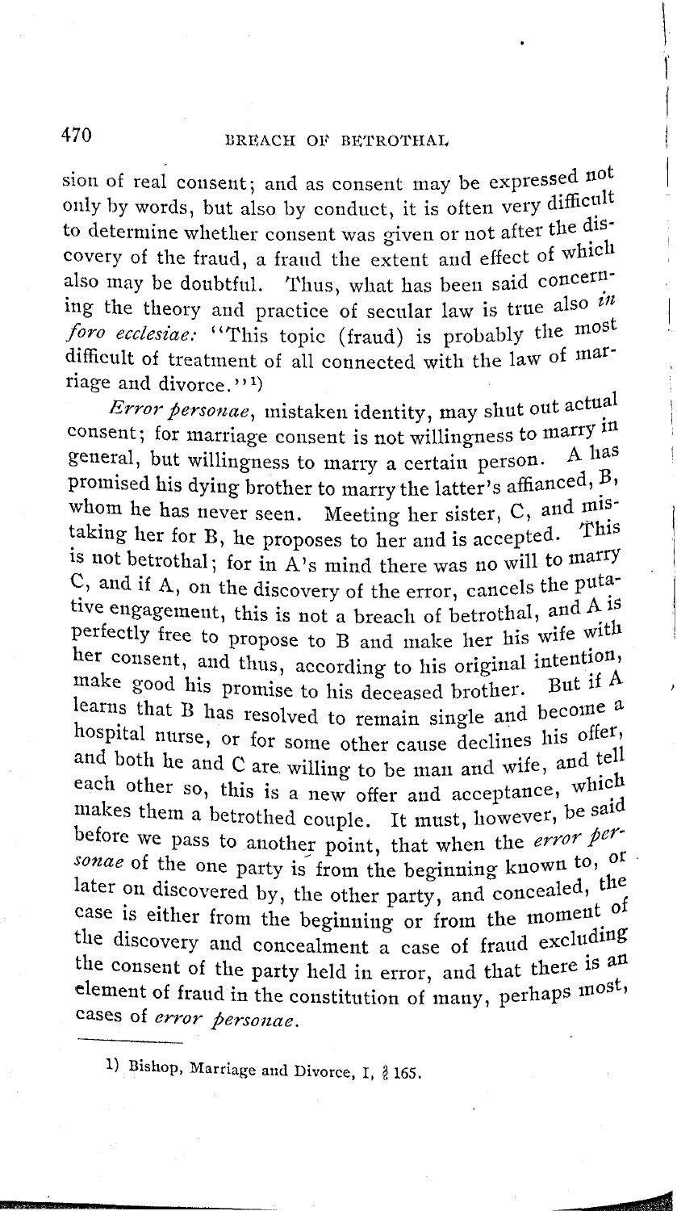sion of real consent; and as consent may be expressed not only by words, but also by conduct, it is often very difficult to determine whether consent was given or not after the discovery of the fraud, a fraud the extent and effect of which also may be doubtful. Thus, what has been said concerning the theory and practice of secular law is true also *in foro ecclesiae:* "This topic (fraud) is probably the most difficult of treatment of all connected with the law of marriage and divorce."[1]

*Error personae*, mistaken identity, may shut out actual consent; for marriage consent is not willingness to marry in general, but willingness to marry a certain person. A has promised his dying brother to marry the latter's affianced, B, whom he has never seen. Meeting her sister, C, and mistaking her for B, he proposes to her and is accepted. This is not betrothal; for in A's mind there was no will to marry C, and if A, on the discovery of the error, cancels the putative engagement, this is not a breach of betrothal, and A is perfectly free to propose to B and make her his wife with her consent, and thus, according to his original intention, make good his promise to his deceased brother. But if A learns that B has resolved to remain single and become a hospital nurse, or for some other cause declines his offer, and both he and C are willing to be man and wife, and tell each other so, this is a new offer and acceptance, which makes them a betrothed couple. It must, however, be said before we pass to another point, that when the *error personae* of the one party is from the beginning known to, or later on discovered by, the other party, and concealed, the case is either from the beginning or from the moment of the discovery and concealment a case of fraud excluding the consent of the party held in error, and that there is an element of fraud in the constitution of many, perhaps most, cases of *error personae*.

---

1) Bishop, Marriage and Divorce, I, § 165.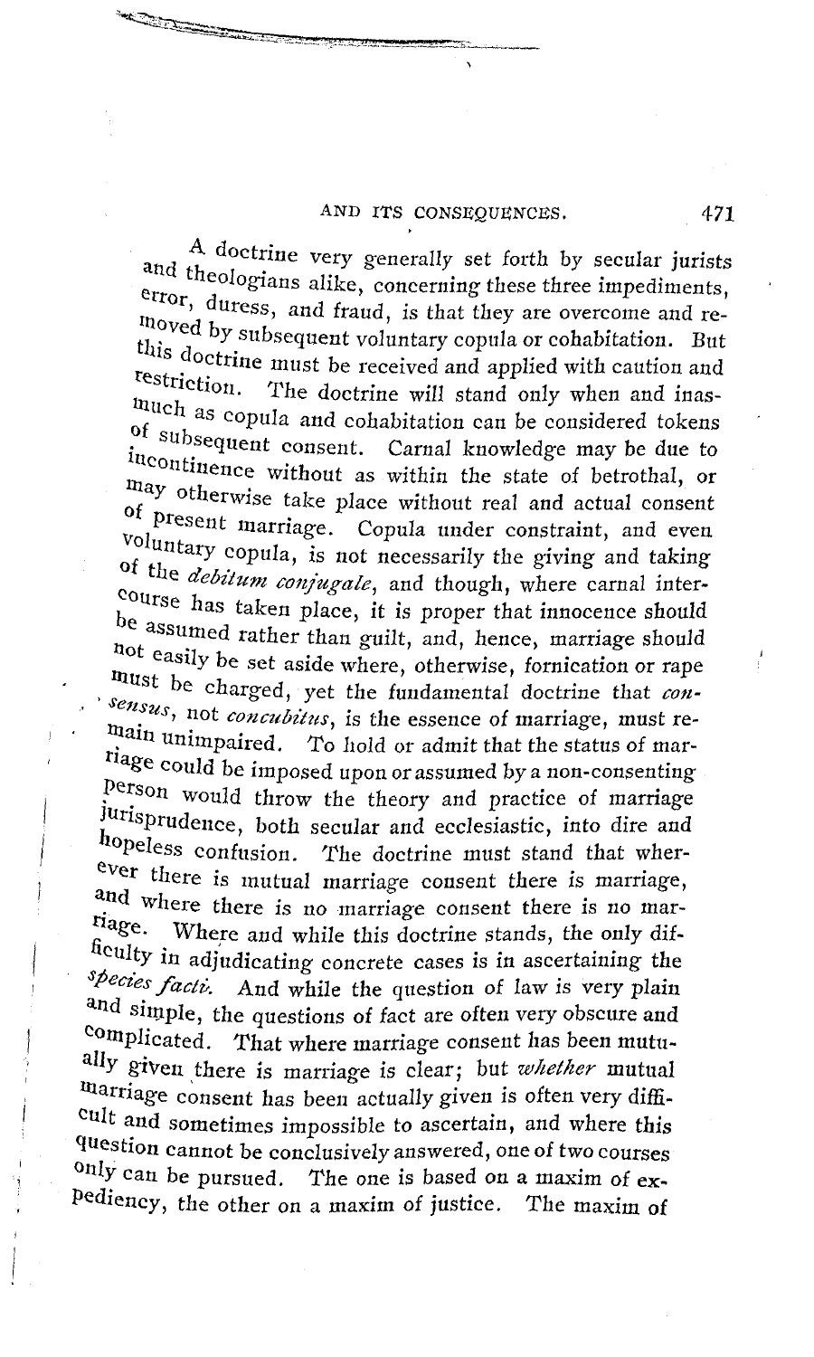A doctrine very generally set forth by secular jurists and theologians alike, concerning these three impediments, error, duress, and fraud, is that they are overcome and removed by subsequent voluntary copula or cohabitation. But this doctrine must be received and applied with caution and restriction. The doctrine will stand only when and inasmuch as copula and cohabitation can be considered tokens of subsequent consent. Carnal knowledge may be due to incontinence without as within the state of betrothal, or may otherwise take place without real and actual consent of present marriage. Copula under constraint, and even voluntary copula, is not necessarily the giving and taking of the *debitum conjugale*, and though, where carnal intercourse has taken place, it is proper that innocence should be assumed rather than guilt, and, hence, marriage should not easily be set aside where, otherwise, fornication or rape must be charged, yet the fundamental doctrine that *consensus*, not *concubitus*, is the essence of marriage, must remain unimpaired. To hold or admit that the status of marriage could be imposed upon or assumed by a non-consenting person would throw the theory and practice of marriage jurisprudence, both secular and ecclesiastic, into dire and hopeless confusion. The doctrine must stand that wherever there is mutual marriage consent there is marriage, and where there is no marriage consent there is no marriage. Where and while this doctrine stands, the only difficulty in adjudicating concrete cases is in ascertaining the *species facti*. And while the question of law is very plain and simple, the questions of fact are often very obscure and complicated. That where marriage consent has been mutually given there is marriage is clear; but *whether* mutual marriage consent has been actually given is often very difficult and sometimes impossible to ascertain, and where this question cannot be conclusively answered, one of two courses only can be pursued. The one is based on a maxim of expediency, the other on a maxim of justice. The maxim of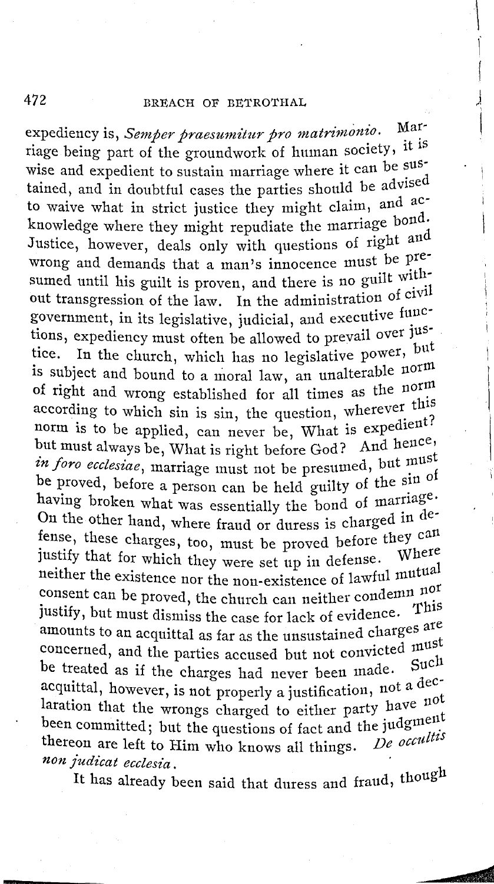expediency is, *Semper praesumitur pro matrimonio.* Marriage being part of the groundwork of human society, it is wise and expedient to sustain marriage where it can be sustained, and in doubtful cases the parties should be advised to waive what in strict justice they might claim, and acknowledge where they might repudiate the marriage bond. Justice, however, deals only with questions of right and wrong and demands that a man's innocence must be presumed until his guilt is proven, and there is no guilt without transgression of the law. In the administration of civil government, in its legislative, judicial, and executive functions, expediency must often be allowed to prevail over justice. In the church, which has no legislative power, but is subject and bound to a moral law, an unalterable norm of right and wrong established for all times as the norm according to which sin is sin, the question, wherever this norm is to be applied, can never be, What is expedient? but must always be, What is right before God? And hence, *in foro ecclesiae*, marriage must not be presumed, but must be proved, before a person can be held guilty of the sin of having broken what was essentially the bond of marriage. On the other hand, where fraud or duress is charged in defense, these charges, too, must be proved before they can justify that for which they were set up in defense. Where neither the existence nor the non-existence of lawful mutual consent can be proved, the church can neither condemn nor justify, but must dismiss the case for lack of evidence. This amounts to an acquittal as far as the unsustained charges are concerned, and the parties accused but not convicted must be treated as if the charges had never been made. Such acquittal, however, is not properly a justification, not a declaration that the wrongs charged to either party have not been committed; but the questions of fact and the judgment thereon are left to Him who knows all things. *De occultis non judicat ecclesia.*

It has already been said that duress and fraud, though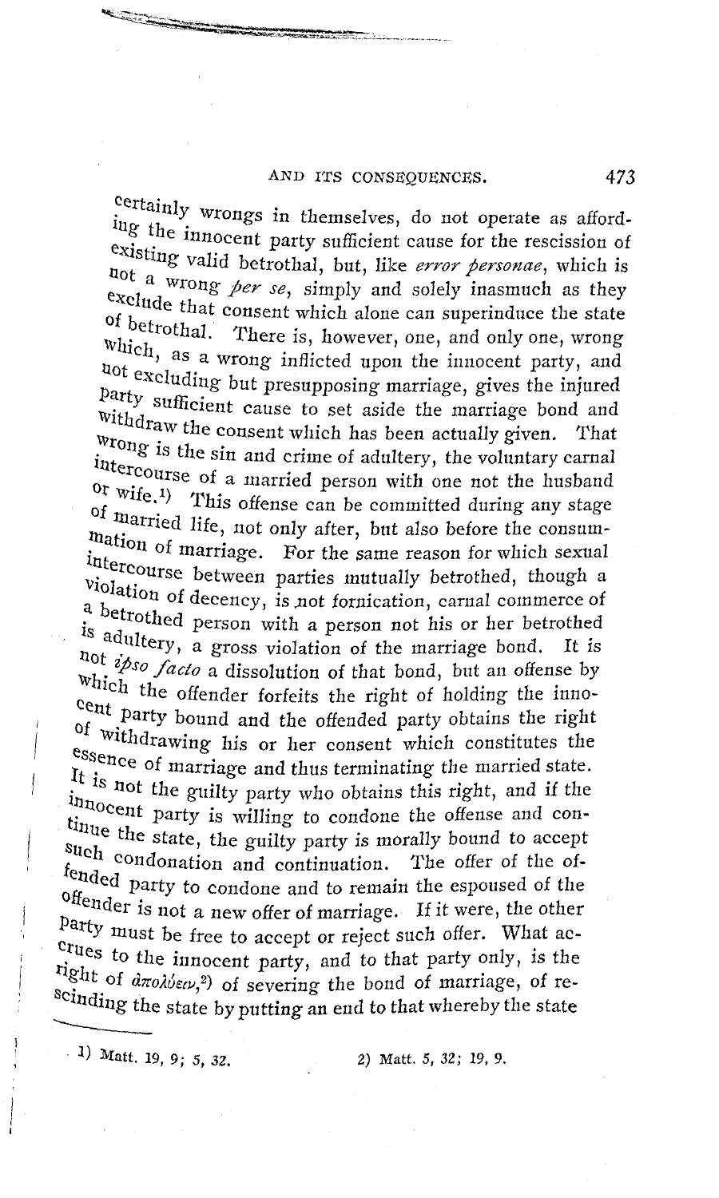certainly wrongs in themselves, do not operate as affording the innocent party sufficient cause for the rescission of existing valid betrothal, but, like *error personae*, which is not a wrong *per se*, simply and solely inasmuch as they exclude that consent which alone can superinduce the state of betrothal. There is, however, one, and only one, wrong which, as a wrong inflicted upon the innocent party, and not excluding but presupposing marriage, gives the injured party sufficient cause to set aside the marriage bond and withdraw the consent which has been actually given. That wrong is the sin and crime of adultery, the voluntary carnal intercourse of a married person with one not the husband or wife.[1] This offense can be committed during any stage of married life, not only after, but also before the consummation of marriage. For the same reason for which sexual intercourse between parties mutually betrothed, though a violation of decency, is not fornication, carnal commerce of a betrothed person with a person not his or her betrothed is adultery, a gross violation of the marriage bond. It is not *ipso facto* a dissolution of that bond, but an offense by which the offender forfeits the right of holding the innocent party bound and the offended party obtains the right of withdrawing his or her consent which constitutes the essence of marriage and thus terminating the married state. It is not the guilty party who obtains this right, and if the innocent party is willing to condone the offense and continue the state, the guilty party is morally bound to accept such condonation and continuation. The offer of the offended party to condone and to remain the espoused of the offender is not a new offer of marriage. If it were, the other party must be free to accept or reject such offer. What accrues to the innocent party, and to that party only, is the right of ἀπολύειν,[2] of severing the bond of marriage, of rescinding the state by putting an end to that whereby the state

---

1) Matt. 19, 9; 5, 32.

2) Matt. 5, 32; 19, 9.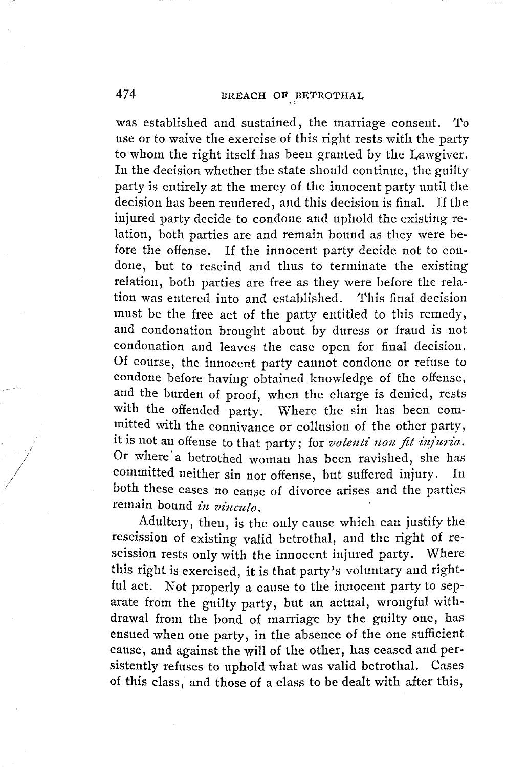was established and sustained, the marriage consent. To use or to waive the exercise of this right rests with the party to whom the right itself has been granted by the Lawgiver. In the decision whether the state should continue, the guilty party is entirely at the mercy of the innocent party until the decision has been rendered, and this decision is final. If the injured party decide to condone and uphold the existing relation, both parties are and remain bound as they were before the offense. If the innocent party decide not to condone, but to rescind and thus to terminate the existing relation, both parties are free as they were before the relation was entered into and established. This final decision must be the free act of the party entitled to this remedy, and condonation brought about by duress or fraud is not condonation and leaves the case open for final decision. Of course, the innocent party cannot condone or refuse to condone before having obtained knowledge of the offense, and the burden of proof, when the charge is denied, rests with the offended party. Where the sin has been committed with the connivance or collusion of the other party, it is not an offense to that party; for *volenti non fit injuria*. Or where a betrothed woman has been ravished, she has committed neither sin nor offense, but suffered injury. In both these cases no cause of divorce arises and the parties remain bound *in vinculo*.

Adultery, then, is the only cause which can justify the rescission of existing valid betrothal, and the right of rescission rests only with the innocent injured party. Where this right is exercised, it is that party's voluntary and rightful act. Not properly a cause to the innocent party to separate from the guilty party, but an actual, wrongful withdrawal from the bond of marriage by the guilty one, has ensued when one party, in the absence of the one sufficient cause, and against the will of the other, has ceased and persistently refuses to uphold what was valid betrothal. Cases of this class, and those of a class to be dealt with after this,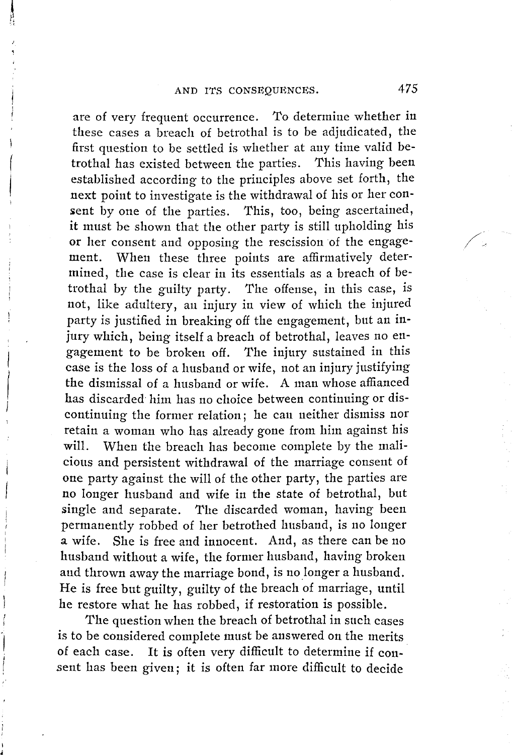are of very frequent occurrence. To determine whether in these cases a breach of betrothal is to be adjudicated, the first question to be settled is whether at any time valid betrothal has existed between the parties. This having been established according to the principles above set forth, the next point to investigate is the withdrawal of his or her consent by one of the parties. This, too, being ascertained, it must be shown that the other party is still upholding his or her consent and opposing the rescission of the engagement. When these three points are affirmatively determined, the case is clear in its essentials as a breach of betrothal by the guilty party. The offense, in this case, is not, like adultery, an injury in view of which the injured party is justified in breaking off the engagement, but an injury which, being itself a breach of betrothal, leaves no engagement to be broken off. The injury sustained in this case is the loss of a husband or wife, not an injury justifying the dismissal of a husband or wife. A man whose affianced has discarded him has no choice between continuing or discontinuing the former relation; he can neither dismiss nor retain a woman who has already gone from him against his will. When the breach has become complete by the malicious and persistent withdrawal of the marriage consent of one party against the will of the other party, the parties are no longer husband and wife in the state of betrothal, but single and separate. The discarded woman, having been permanently robbed of her betrothed husband, is no longer a wife. She is free and innocent. And, as there can be no husband without a wife, the former husband, having broken and thrown away the marriage bond, is no longer a husband. He is free but guilty, guilty of the breach of marriage, until he restore what he has robbed, if restoration is possible.

The question when the breach of betrothal in such cases is to be considered complete must be answered on the merits of each case. It is often very difficult to determine if consent has been given; it is often far more difficult to decide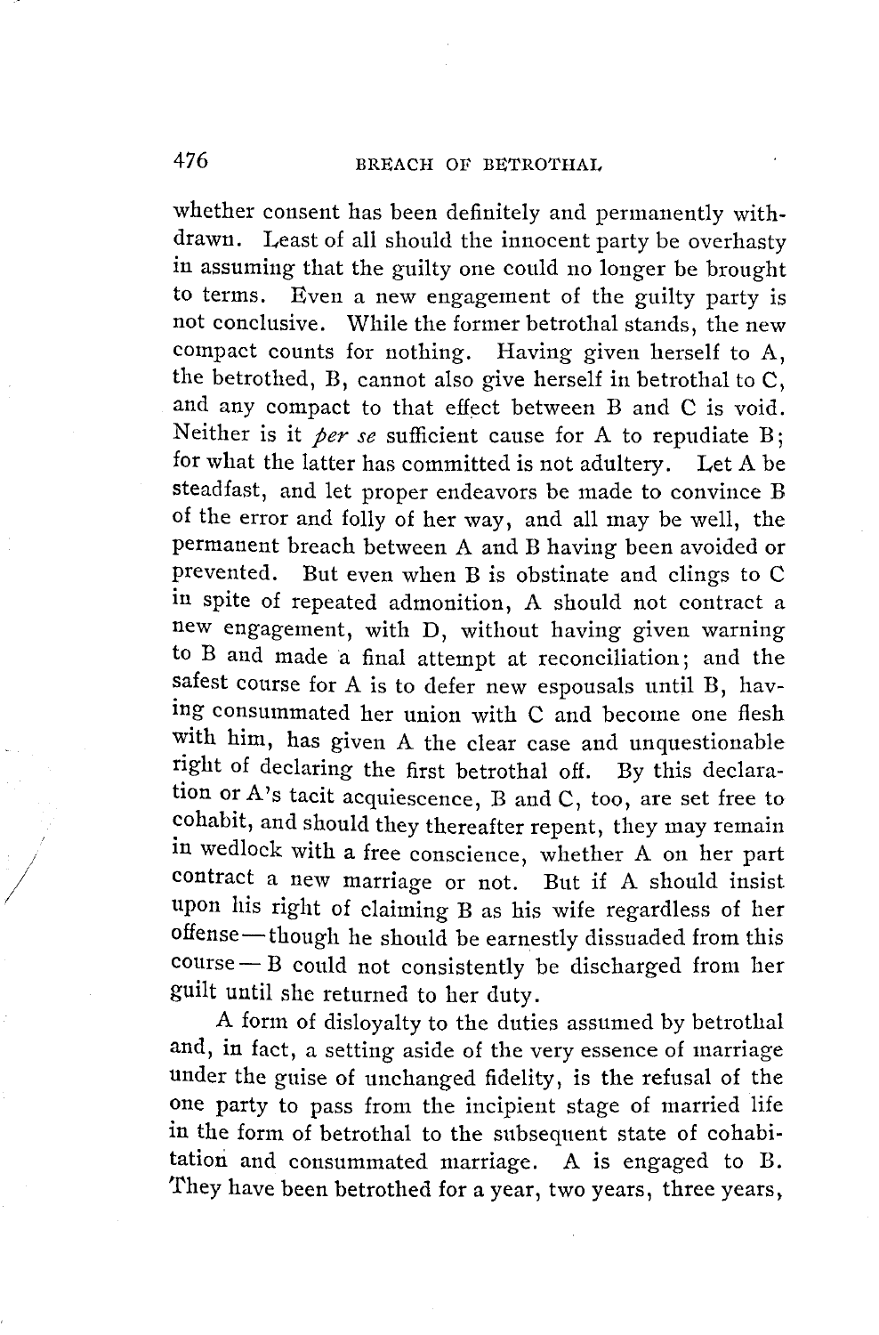whether consent has been definitely and permanently withdrawn. Least of all should the innocent party be overhasty in assuming that the guilty one could no longer be brought to terms. Even a new engagement of the guilty party is not conclusive. While the former betrothal stands, the new compact counts for nothing. Having given herself to A, the betrothed, B, cannot also give herself in betrothal to C, and any compact to that effect between B and C is void. Neither is it *per se* sufficient cause for A to repudiate B; for what the latter has committed is not adultery. Let A be steadfast, and let proper endeavors be made to convince B of the error and folly of her way, and all may be well, the permanent breach between A and B having been avoided or prevented. But even when B is obstinate and clings to C in spite of repeated admonition, A should not contract a new engagement, with D, without having given warning to B and made a final attempt at reconciliation; and the safest course for A is to defer new espousals until B, having consummated her union with C and become one flesh with him, has given A the clear case and unquestionable right of declaring the first betrothal off. By this declaration or A's tacit acquiescence, B and C, too, are set free to cohabit, and should they thereafter repent, they may remain in wedlock with a free conscience, whether A on her part contract a new marriage or not. But if A should insist upon his right of claiming B as his wife regardless of her offense—though he should be earnestly dissuaded from this course—B could not consistently be discharged from her guilt until she returned to her duty.

A form of disloyalty to the duties assumed by betrothal and, in fact, a setting aside of the very essence of marriage under the guise of unchanged fidelity, is the refusal of the one party to pass from the incipient stage of married life in the form of betrothal to the subsequent state of cohabitation and consummated marriage. A is engaged to B. They have been betrothed for a year, two years, three years,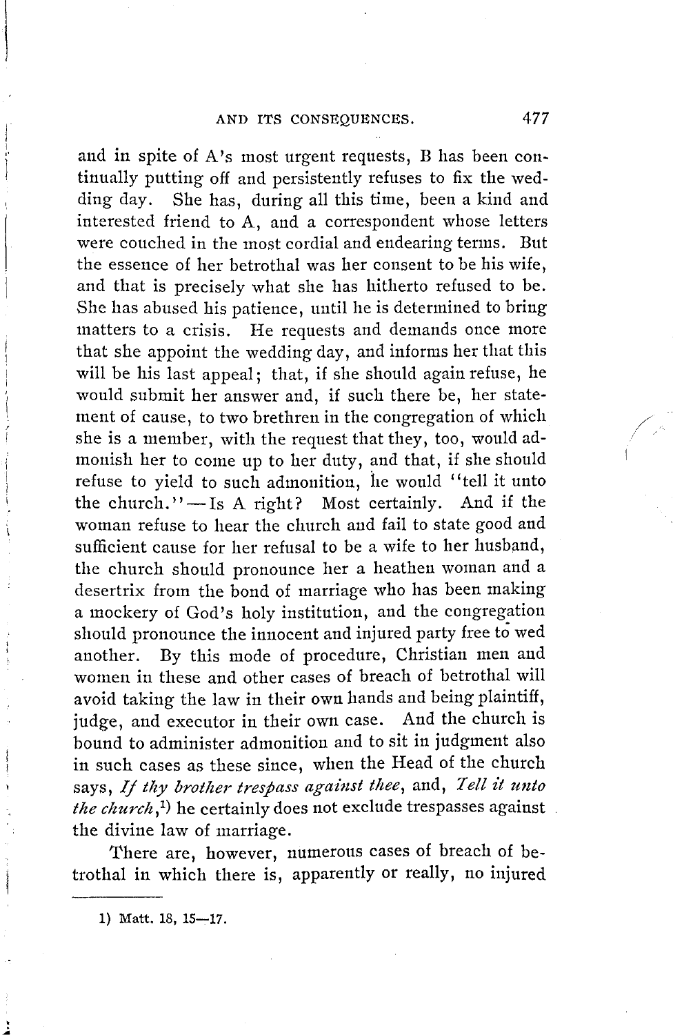and in spite of A's most urgent requests, B has been continually putting off and persistently refuses to fix the wedding day. She has, during all this time, been a kind and interested friend to A, and a correspondent whose letters were couched in the most cordial and endearing terms. But the essence of her betrothal was her consent to be his wife, and that is precisely what she has hitherto refused to be. She has abused his patience, until he is determined to bring matters to a crisis. He requests and demands once more that she appoint the wedding day, and informs her that this will be his last appeal; that, if she should again refuse, he would submit her answer and, if such there be, her statement of cause, to two brethren in the congregation of which she is a member, with the request that they, too, would admonish her to come up to her duty, and that, if she should refuse to yield to such admonition, he would "tell it unto the church."—Is A right? Most certainly. And if the woman refuse to hear the church and fail to state good and sufficient cause for her refusal to be a wife to her husband, the church should pronounce her a heathen woman and a desertrix from the bond of marriage who has been making a mockery of God's holy institution, and the congregation should pronounce the innocent and injured party free to wed another. By this mode of procedure, Christian men and women in these and other cases of breach of betrothal will avoid taking the law in their own hands and being plaintiff, judge, and executor in their own case. And the church is bound to administer admonition and to sit in judgment also in such cases as these since, when the Head of the church says, *If thy brother trespass against thee*, and, *Tell it unto the church*,[1] he certainly does not exclude trespasses against the divine law of marriage.

There are, however, numerous cases of breach of betrothal in which there is, apparently or really, no injured

---

1) Matt. 18, 15—17.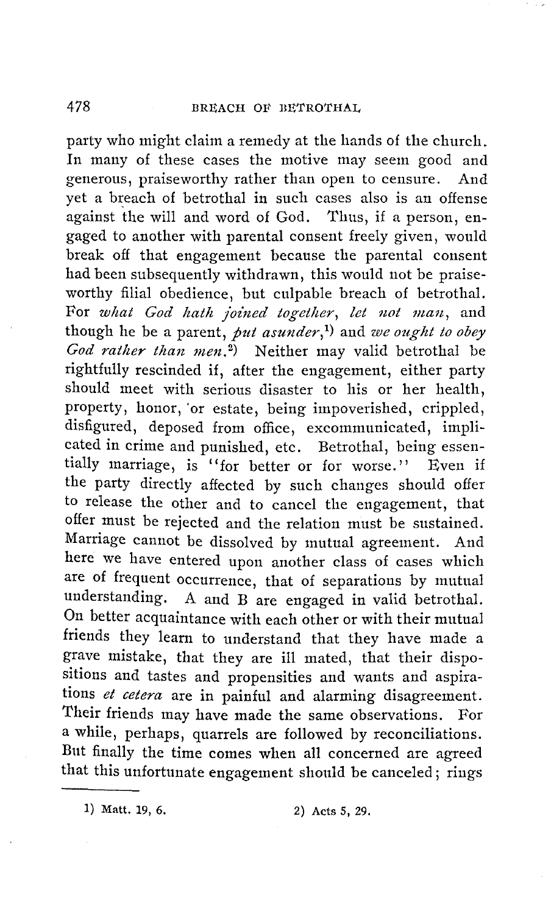party who might claim a remedy at the hands of the church. In many of these cases the motive may seem good and generous, praiseworthy rather than open to censure. And yet a breach of betrothal in such cases also is an offense against the will and word of God. Thus, if a person, engaged to another with parental consent freely given, would break off that engagement because the parental consent had been subsequently withdrawn, this would not be praiseworthy filial obedience, but culpable breach of betrothal. For *what God hath joined together, let not man*, and though he be a parent, *put asunder*,[1] and *we ought to obey God rather than men*.[2] Neither may valid betrothal be rightfully rescinded if, after the engagement, either party should meet with serious disaster to his or her health, property, honor, or estate, being impoverished, crippled, disfigured, deposed from office, excommunicated, implicated in crime and punished, etc. Betrothal, being essentially marriage, is "for better or for worse." Even if the party directly affected by such changes should offer to release the other and to cancel the engagement, that offer must be rejected and the relation must be sustained. Marriage cannot be dissolved by mutual agreement. And here we have entered upon another class of cases which are of frequent occurrence, that of separations by mutual understanding. A and B are engaged in valid betrothal. On better acquaintance with each other or with their mutual friends they learn to understand that they have made a grave mistake, that they are ill mated, that their dispositions and tastes and propensities and wants and aspirations *et cetera* are in painful and alarming disagreement. Their friends may have made the same observations. For a while, perhaps, quarrels are followed by reconciliations. But finally the time comes when all concerned are agreed that this unfortunate engagement should be canceled; rings

---

1) Matt. 19, 6. 2) Acts 5, 29.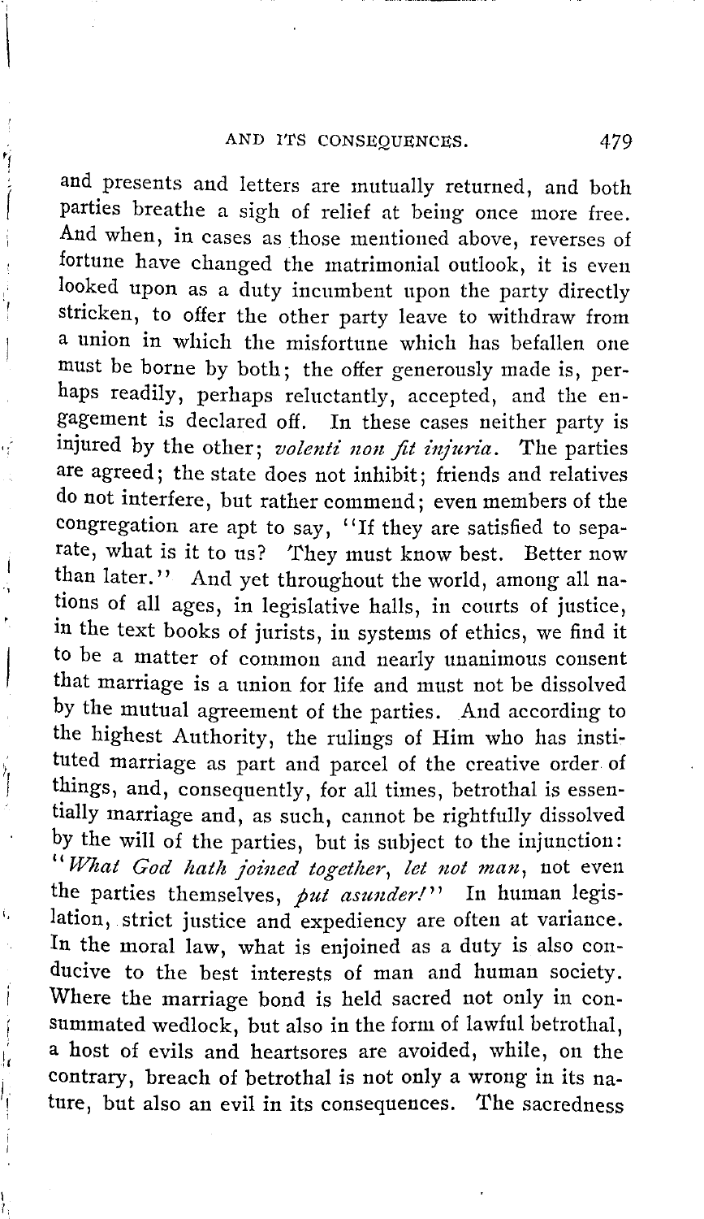and presents and letters are mutually returned, and both parties breathe a sigh of relief at being once more free. And when, in cases as those mentioned above, reverses of fortune have changed the matrimonial outlook, it is even looked upon as a duty incumbent upon the party directly stricken, to offer the other party leave to withdraw from a union in which the misfortune which has befallen one must be borne by both; the offer generously made is, perhaps readily, perhaps reluctantly, accepted, and the engagement is declared off. In these cases neither party is injured by the other; *volenti non fit injuria*. The parties are agreed; the state does not inhibit; friends and relatives do not interfere, but rather commend; even members of the congregation are apt to say, "If they are satisfied to separate, what is it to us? They must know best. Better now than later." And yet throughout the world, among all nations of all ages, in legislative halls, in courts of justice, in the text books of jurists, in systems of ethics, we find it to be a matter of common and nearly unanimous consent that marriage is a union for life and must not be dissolved by the mutual agreement of the parties. And according to the highest Authority, the rulings of Him who has instituted marriage as part and parcel of the creative order of things, and, consequently, for all times, betrothal is essentially marriage and, as such, cannot be rightfully dissolved by the will of the parties, but is subject to the injunction: "*What God hath joined together, let not man*, not even the parties themselves, *put asunder!*" In human legislation, strict justice and expediency are often at variance. In the moral law, what is enjoined as a duty is also conducive to the best interests of man and human society. Where the marriage bond is held sacred not only in consummated wedlock, but also in the form of lawful betrothal, a host of evils and heartsores are avoided, while, on the contrary, breach of betrothal is not only a wrong in its nature, but also an evil in its consequences. The sacredness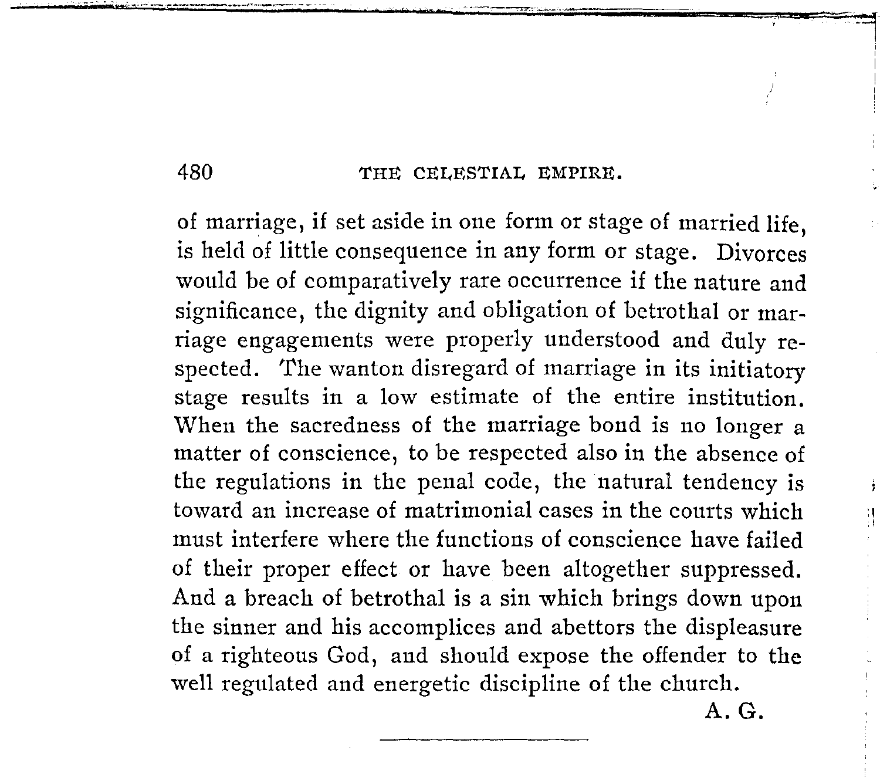of marriage, if set aside in one form or stage of married life, is held of little consequence in any form or stage. Divorces would be of comparatively rare occurrence if the nature and significance, the dignity and obligation of betrothal or marriage engagements were properly understood and duly respected. The wanton disregard of marriage in its initiatory stage results in a low estimate of the entire institution. When the sacredness of the marriage bond is no longer a matter of conscience, to be respected also in the absence of the regulations in the penal code, the natural tendency is toward an increase of matrimonial cases in the courts which must interfere where the functions of conscience have failed of their proper effect or have been altogether suppressed. And a breach of betrothal is a sin which brings down upon the sinner and his accomplices and abettors the displeasure of a righteous God, and should expose the offender to the well regulated and energetic discipline of the church.

A. G.

---